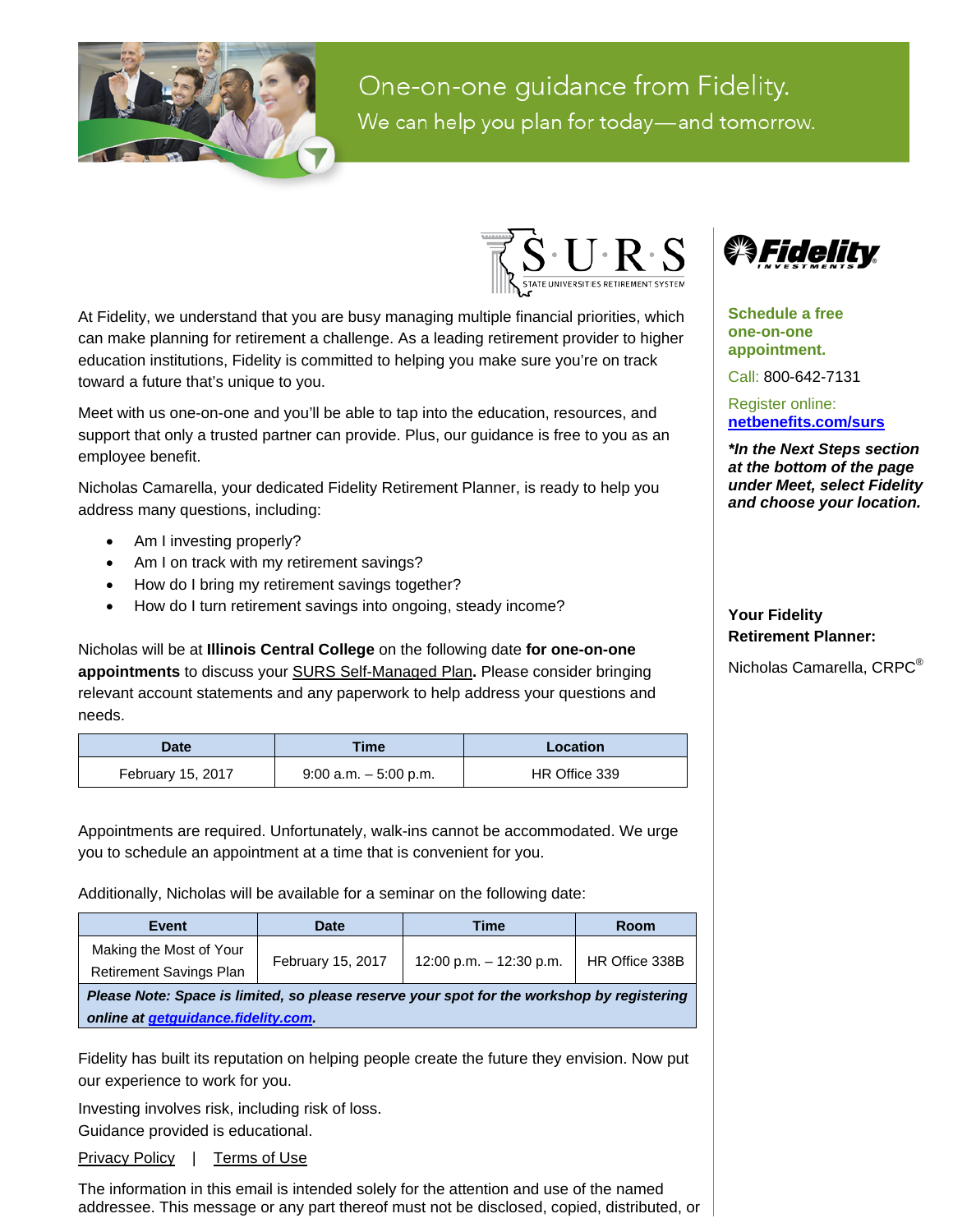# One-on-one guidance from Fidelity.

We can help you plan for today—and tomorrow.

S·U·R·S STATE UNIVERSITIES RETIREMENT SYSTEM

Fidelity INVESTMENTS

At Fidelity, we understand that you are busy managing multiple financial priorities, which can make planning for retirement a challenge. As a leading retirement provider to higher education institutions, Fidelity is committed to helping you make sure you're on track toward a future that's unique to you.

Meet with us one-on-one and you'll be able to tap into the education, resources, and support that only a trusted partner can provide. Plus, our guidance is free to you as an employee benefit.

Nicholas Camarella, your dedicated Fidelity Retirement Planner, is ready to help you address many questions, including:

- Am I investing properly?
- Am I on track with my retirement savings?
- How do I bring my retirement savings together?
- How do I turn retirement savings into ongoing, steady income?

Nicholas will be at **Illinois Central College** on the following date **for one-on-one appointments** to discuss your SURS Self-Managed Plan**.** Please consider bringing relevant account statements and any paperwork to help address your questions and needs.

| Date | Time | Location |
|---|---|---|
| February 15, 2017 | 9:00 a.m. – 5:00 p.m. | HR Office 339 |

Appointments are required. Unfortunately, walk-ins cannot be accommodated. We urge you to schedule an appointment at a time that is convenient for you.

Additionally, Nicholas will be available for a seminar on the following date:

| Event | Date | Time | Room |
|---|---|---|---|
| Making the Most of Your Retirement Savings Plan | February 15, 2017 | 12:00 p.m. – 12:30 p.m. | HR Office 338B |
| ***Please Note: Space is limited, so please reserve your spot for the workshop by registering online at getguidance.fidelity.com.*** | | | |

Fidelity has built its reputation on helping people create the future they envision. Now put our experience to work for you.

Investing involves risk, including risk of loss.
Guidance provided is educational.

Privacy Policy | Terms of Use

The information in this email is intended solely for the attention and use of the named addressee. This message or any part thereof must not be disclosed, copied, distributed, or

**Schedule a free one-on-one appointment.**

Call: 800-642-7131

Register online: **netbenefits.com/surs**

***\*In the Next Steps section at the bottom of the page under Meet, select Fidelity and choose your location.***

**Your Fidelity Retirement Planner:**

Nicholas Camarella, CRPC®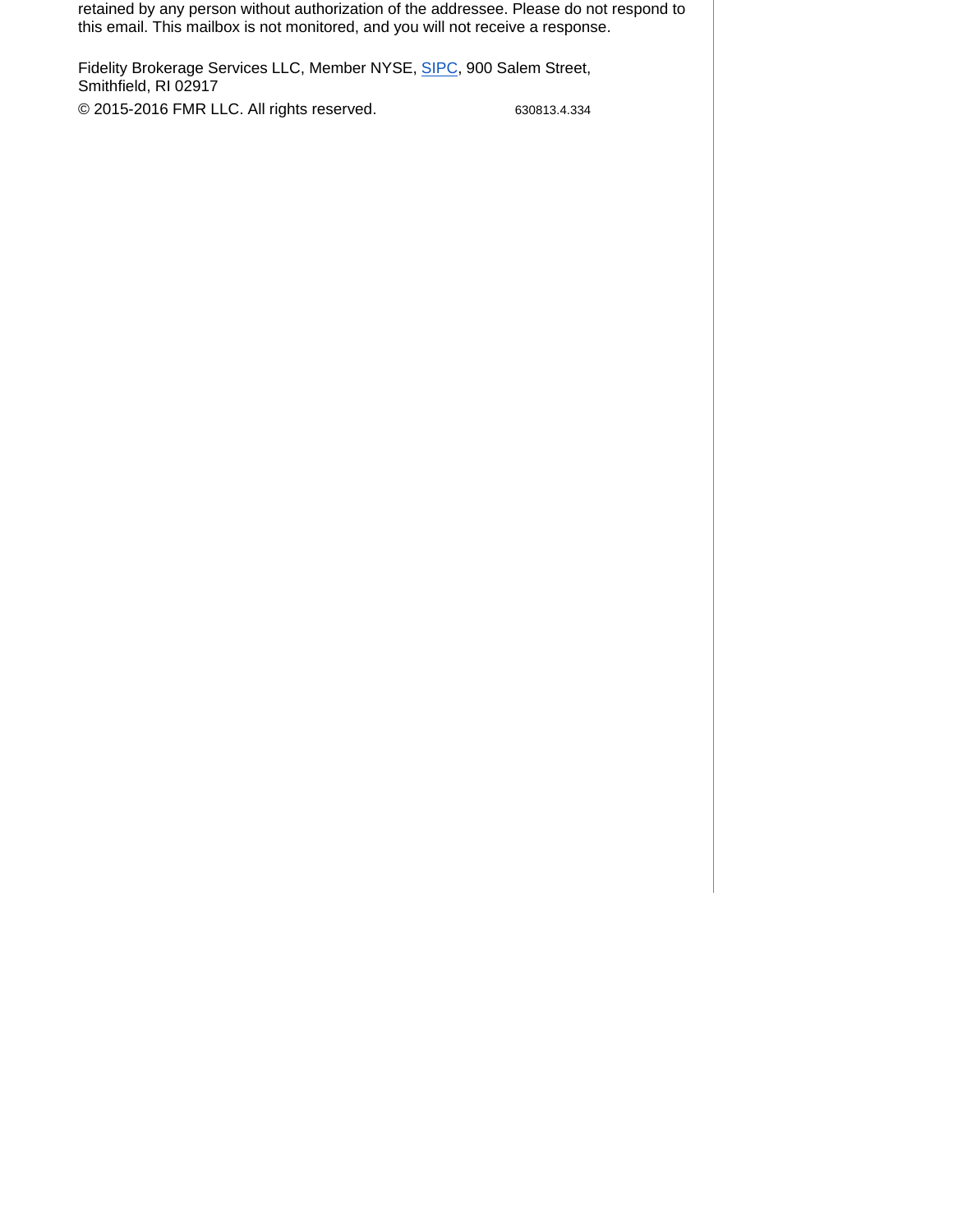retained by any person without authorization of the addressee. Please do not respond to this email. This mailbox is not monitored, and you will not receive a response.

Fidelity Brokerage Services LLC, Member NYSE, SIPC, 900 Salem Street, Smithfield, RI 02917

© 2015-2016 FMR LLC. All rights reserved. 630813.4.334